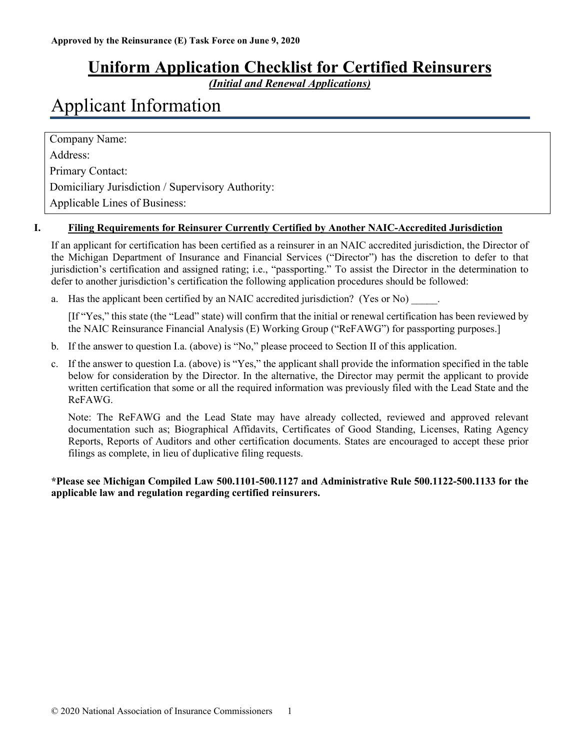**Approved by the Reinsurance (E) Task Force on June 9, 2020**

# Uniform Application Checklist for Certified Reinsurers

***(Initial and Renewal Applications)***

# Applicant Information

| Company Name: |
| --- |
| Address: |
| Primary Contact: |
| Domiciliary Jurisdiction / Supervisory Authority: |
| Applicable Lines of Business: |

## I. Filing Requirements for Reinsurer Currently Certified by Another NAIC-Accredited Jurisdiction

If an applicant for certification has been certified as a reinsurer in an NAIC accredited jurisdiction, the Director of the Michigan Department of Insurance and Financial Services ("Director") has the discretion to defer to that jurisdiction's certification and assigned rating; i.e., "passporting." To assist the Director in the determination to defer to another jurisdiction's certification the following application procedures should be followed:

a. Has the applicant been certified by an NAIC accredited jurisdiction? (Yes or No) _____.

   [If "Yes," this state (the "Lead" state) will confirm that the initial or renewal certification has been reviewed by the NAIC Reinsurance Financial Analysis (E) Working Group ("ReFAWG") for passporting purposes.]

b. If the answer to question I.a. (above) is "No," please proceed to Section II of this application.

c. If the answer to question I.a. (above) is "Yes," the applicant shall provide the information specified in the table below for consideration by the Director. In the alternative, the Director may permit the applicant to provide written certification that some or all the required information was previously filed with the Lead State and the ReFAWG.

   Note: The ReFAWG and the Lead State may have already collected, reviewed and approved relevant documentation such as; Biographical Affidavits, Certificates of Good Standing, Licenses, Rating Agency Reports, Reports of Auditors and other certification documents. States are encouraged to accept these prior filings as complete, in lieu of duplicative filing requests.

**\*Please see Michigan Compiled Law 500.1101-500.1127 and Administrative Rule 500.1122-500.1133 for the applicable law and regulation regarding certified reinsurers.**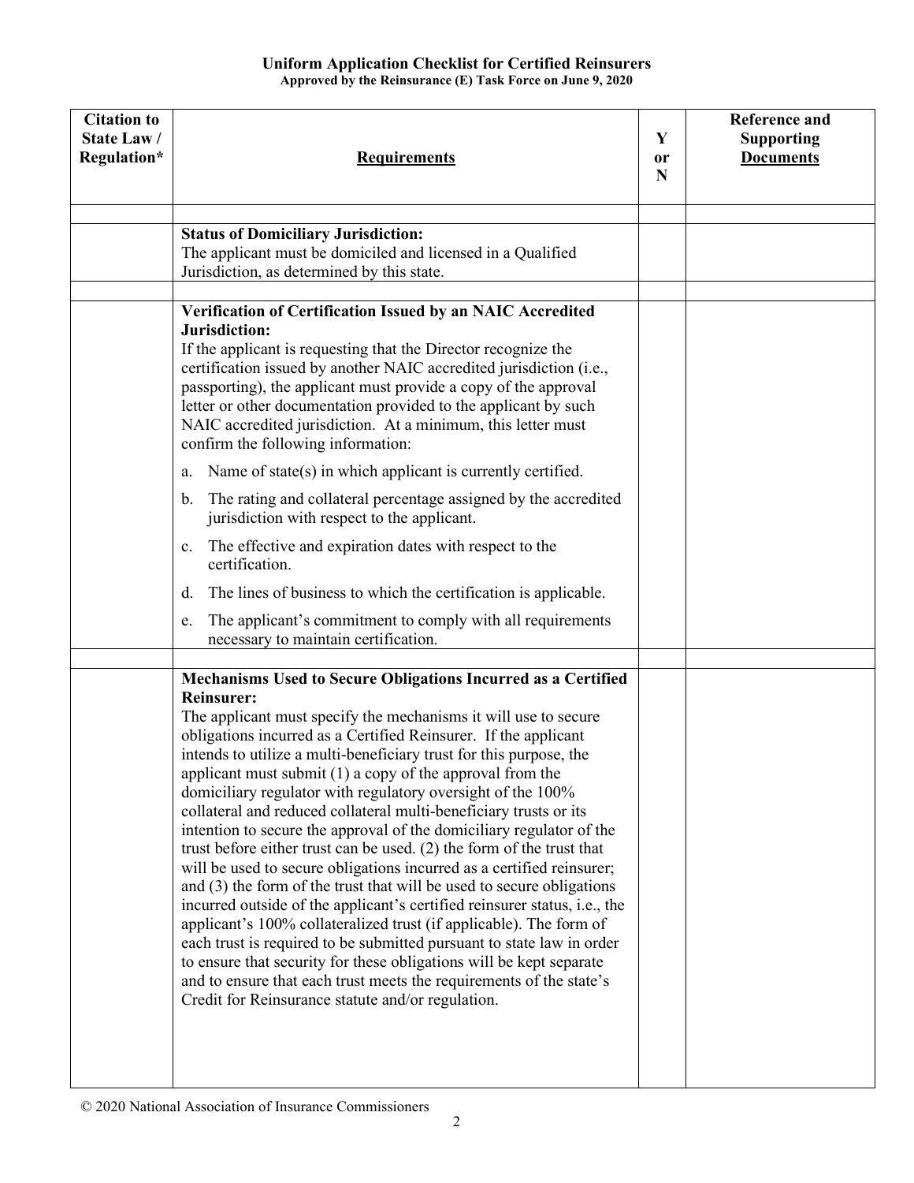**Uniform Application Checklist for Certified Reinsurers**
**Approved by the Reinsurance (E) Task Force on June 9, 2020**

| Citation to State Law / Regulation* | Requirements | Y or N | Reference and Supporting Documents |
|---|---|---|---|
| | | | |
| | **Status of Domiciliary Jurisdiction:**<br>The applicant must be domiciled and licensed in a Qualified Jurisdiction, as determined by this state. | | |
| | | | |
| | **Verification of Certification Issued by an NAIC Accredited Jurisdiction:**<br>If the applicant is requesting that the Director recognize the certification issued by another NAIC accredited jurisdiction (i.e., passporting), the applicant must provide a copy of the approval letter or other documentation provided to the applicant by such NAIC accredited jurisdiction. At a minimum, this letter must confirm the following information:<br>a. Name of state(s) in which applicant is currently certified.<br>b. The rating and collateral percentage assigned by the accredited jurisdiction with respect to the applicant.<br>c. The effective and expiration dates with respect to the certification.<br>d. The lines of business to which the certification is applicable.<br>e. The applicant's commitment to comply with all requirements necessary to maintain certification. | | |
| | | | |
| | **Mechanisms Used to Secure Obligations Incurred as a Certified Reinsurer:**<br>The applicant must specify the mechanisms it will use to secure obligations incurred as a Certified Reinsurer. If the applicant intends to utilize a multi-beneficiary trust for this purpose, the applicant must submit (1) a copy of the approval from the domiciliary regulator with regulatory oversight of the 100% collateral and reduced collateral multi-beneficiary trusts or its intention to secure the approval of the domiciliary regulator of the trust before either trust can be used. (2) the form of the trust that will be used to secure obligations incurred as a certified reinsurer; and (3) the form of the trust that will be used to secure obligations incurred outside of the applicant's certified reinsurer status, i.e., the applicant's 100% collateralized trust (if applicable). The form of each trust is required to be submitted pursuant to state law in order to ensure that security for these obligations will be kept separate and to ensure that each trust meets the requirements of the state's Credit for Reinsurance statute and/or regulation. | | |

© 2020 National Association of Insurance Commissioners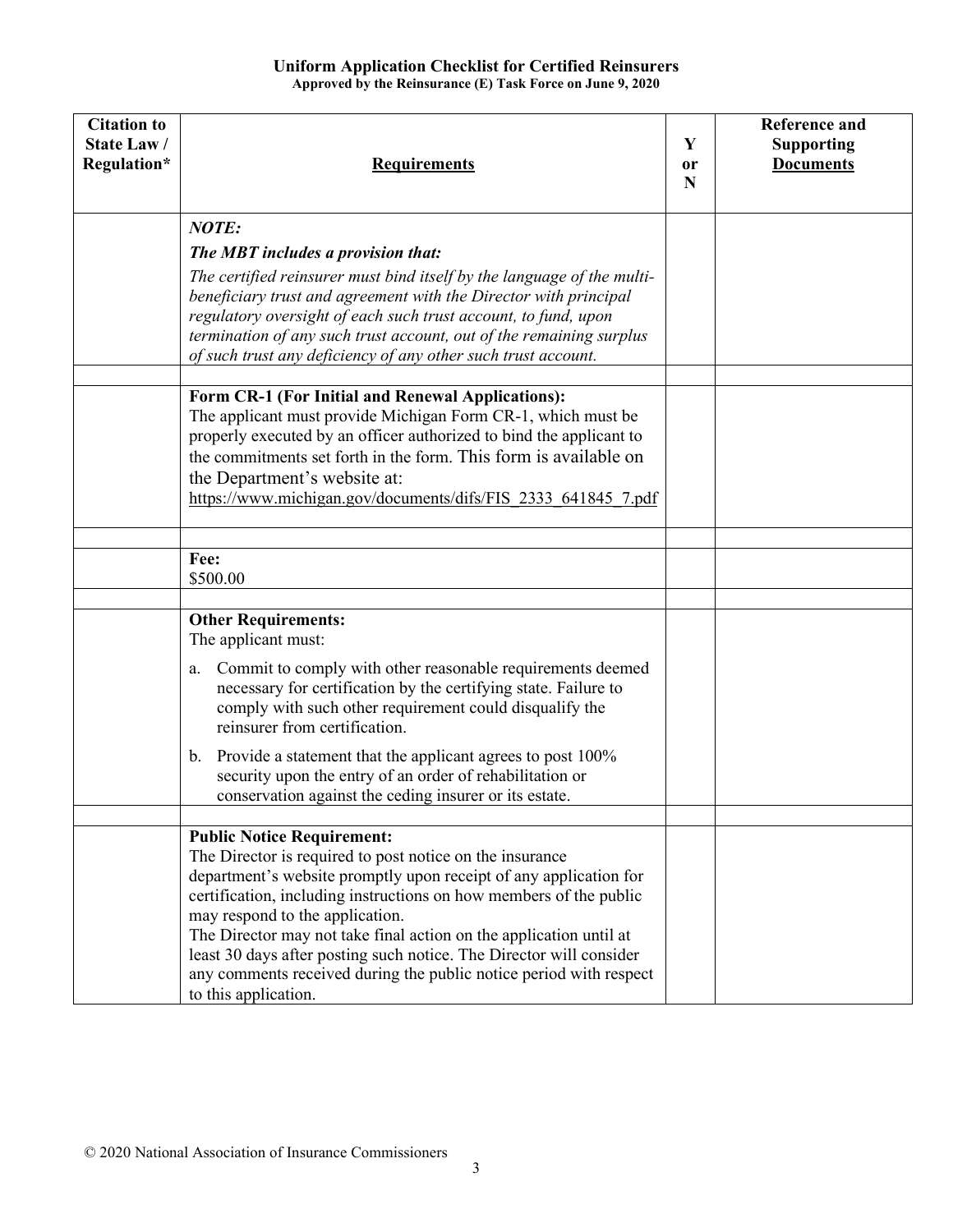**Uniform Application Checklist for Certified Reinsurers**
**Approved by the Reinsurance (E) Task Force on June 9, 2020**

| Citation to State Law / Regulation* | Requirements | Y or N | Reference and Supporting Documents |
|---|---|---|---|
| | ***NOTE:*** <br> ***The MBT includes a provision that:*** <br> *The certified reinsurer must bind itself by the language of the multi-beneficiary trust and agreement with the Director with principal regulatory oversight of each such trust account, to fund, upon termination of any such trust account, out of the remaining surplus of such trust any deficiency of any other such trust account.* | | |
| | | | |
| | **Form CR-1 (For Initial and Renewal Applications):** <br> The applicant must provide Michigan Form CR-1, which must be properly executed by an officer authorized to bind the applicant to the commitments set forth in the form. This form is available on the Department's website at: https://www.michigan.gov/documents/difs/FIS_2333_641845_7.pdf | | |
| | | | |
| | **Fee:** <br> $500.00 | | |
| | | | |
| | **Other Requirements:** <br> The applicant must: <br> a. Commit to comply with other reasonable requirements deemed necessary for certification by the certifying state. Failure to comply with such other requirement could disqualify the reinsurer from certification. <br> b. Provide a statement that the applicant agrees to post 100% security upon the entry of an order of rehabilitation or conservation against the ceding insurer or its estate. | | |
| | | | |
| | **Public Notice Requirement:** <br> The Director is required to post notice on the insurance department's website promptly upon receipt of any application for certification, including instructions on how members of the public may respond to the application. <br> The Director may not take final action on the application until at least 30 days after posting such notice. The Director will consider any comments received during the public notice period with respect to this application. | | |

© 2020 National Association of Insurance Commissioners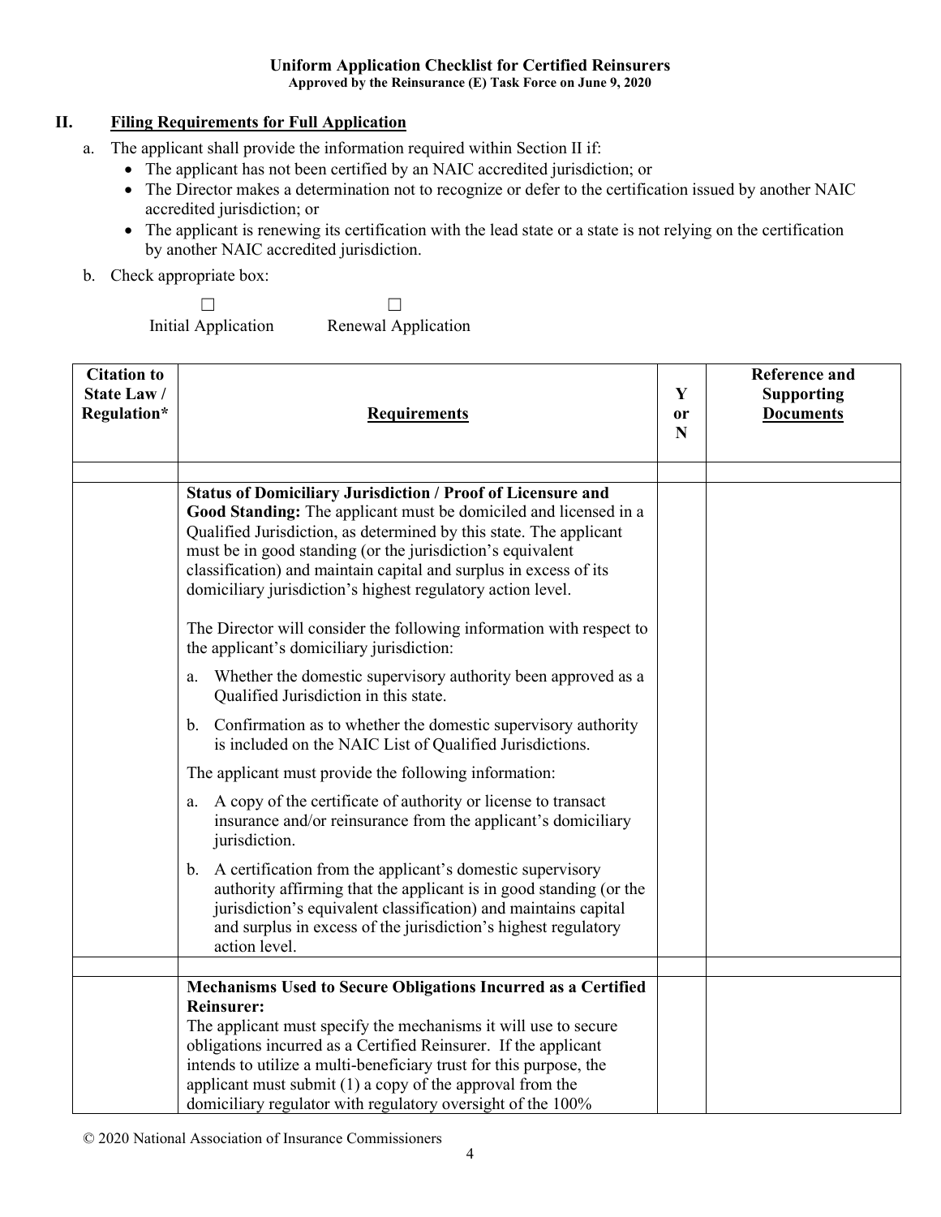**Uniform Application Checklist for Certified Reinsurers**
**Approved by the Reinsurance (E) Task Force on June 9, 2020**

## II. Filing Requirements for Full Application

a. The applicant shall provide the information required within Section II if:
   - The applicant has not been certified by an NAIC accredited jurisdiction; or
   - The Director makes a determination not to recognize or defer to the certification issued by another NAIC accredited jurisdiction; or
   - The applicant is renewing its certification with the lead state or a state is not relying on the certification by another NAIC accredited jurisdiction.

b. Check appropriate box:

☐ Initial Application ☐ Renewal Application

| Citation to State Law / Regulation* | Requirements | Y or N | Reference and Supporting Documents |
|---|---|---|---|
| | | | |
| | **Status of Domiciliary Jurisdiction / Proof of Licensure and Good Standing:** The applicant must be domiciled and licensed in a Qualified Jurisdiction, as determined by this state. The applicant must be in good standing (or the jurisdiction's equivalent classification) and maintain capital and surplus in excess of its domiciliary jurisdiction's highest regulatory action level.<br><br>The Director will consider the following information with respect to the applicant's domiciliary jurisdiction:<br><br>a. Whether the domestic supervisory authority been approved as a Qualified Jurisdiction in this state.<br><br>b. Confirmation as to whether the domestic supervisory authority is included on the NAIC List of Qualified Jurisdictions.<br><br>The applicant must provide the following information:<br><br>a. A copy of the certificate of authority or license to transact insurance and/or reinsurance from the applicant's domiciliary jurisdiction.<br><br>b. A certification from the applicant's domestic supervisory authority affirming that the applicant is in good standing (or the jurisdiction's equivalent classification) and maintains capital and surplus in excess of the jurisdiction's highest regulatory action level. | | |
| | | | |
| | **Mechanisms Used to Secure Obligations Incurred as a Certified Reinsurer:**<br>The applicant must specify the mechanisms it will use to secure obligations incurred as a Certified Reinsurer. If the applicant intends to utilize a multi-beneficiary trust for this purpose, the applicant must submit (1) a copy of the approval from the domiciliary regulator with regulatory oversight of the 100% | | |

© 2020 National Association of Insurance Commissioners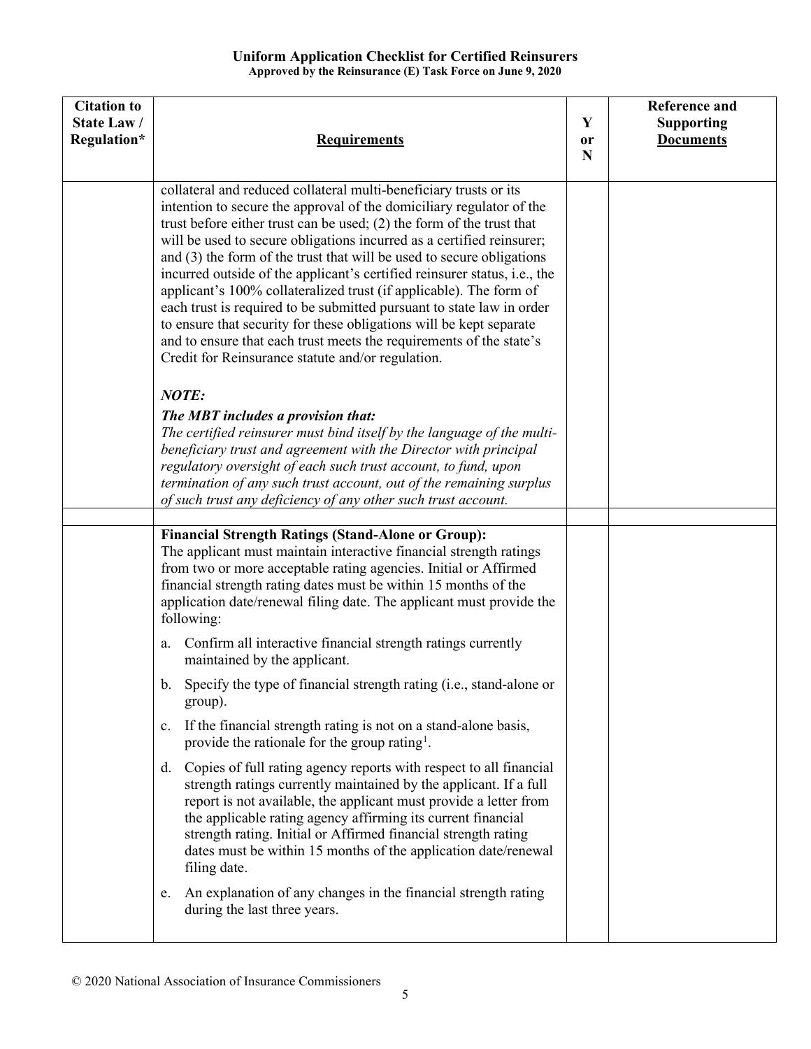**Uniform Application Checklist for Certified Reinsurers**
**Approved by the Reinsurance (E) Task Force on June 9, 2020**

| Citation to State Law / Regulation* | Requirements | Y or N | Reference and Supporting Documents |
|---|---|---|---|
| | collateral and reduced collateral multi-beneficiary trusts or its intention to secure the approval of the domiciliary regulator of the trust before either trust can be used; (2) the form of the trust that will be used to secure obligations incurred as a certified reinsurer; and (3) the form of the trust that will be used to secure obligations incurred outside of the applicant's certified reinsurer status, i.e., the applicant's 100% collateralized trust (if applicable). The form of each trust is required to be submitted pursuant to state law in order to ensure that security for these obligations will be kept separate and to ensure that each trust meets the requirements of the state's Credit for Reinsurance statute and/or regulation.<br><br>***NOTE:***<br>***The MBT includes a provision that:***<br>*The certified reinsurer must bind itself by the language of the multi-beneficiary trust and agreement with the Director with principal regulatory oversight of each such trust account, to fund, upon termination of any such trust account, out of the remaining surplus of such trust any deficiency of any other such trust account.* | | |
| | | | |
| | **Financial Strength Ratings (Stand-Alone or Group):**<br>The applicant must maintain interactive financial strength ratings from two or more acceptable rating agencies. Initial or Affirmed financial strength rating dates must be within 15 months of the application date/renewal filing date. The applicant must provide the following:<br>a. Confirm all interactive financial strength ratings currently maintained by the applicant.<br>b. Specify the type of financial strength rating (i.e., stand-alone or group).<br>c. If the financial strength rating is not on a stand-alone basis, provide the rationale for the group rating[1].<br>d. Copies of full rating agency reports with respect to all financial strength ratings currently maintained by the applicant. If a full report is not available, the applicant must provide a letter from the applicable rating agency affirming its current financial strength rating. Initial or Affirmed financial strength rating dates must be within 15 months of the application date/renewal filing date.<br>e. An explanation of any changes in the financial strength rating during the last three years. | | |

© 2020 National Association of Insurance Commissioners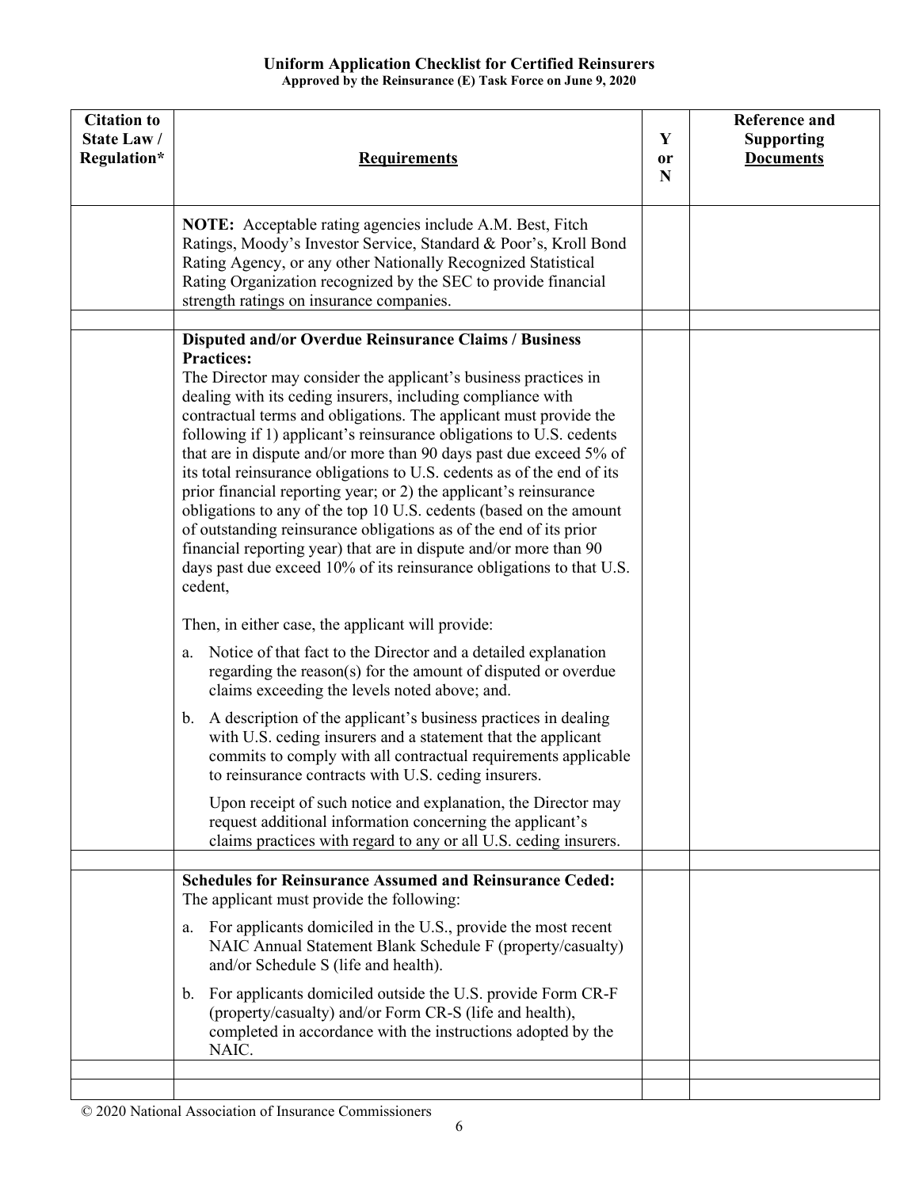**Uniform Application Checklist for Certified Reinsurers**
**Approved by the Reinsurance (E) Task Force on June 9, 2020**

| Citation to State Law / Regulation* | <u>Requirements</u> | Y or N | Reference and Supporting <u>Documents</u> |
|---|---|---|---|
| | **NOTE:** Acceptable rating agencies include A.M. Best, Fitch Ratings, Moody's Investor Service, Standard & Poor's, Kroll Bond Rating Agency, or any other Nationally Recognized Statistical Rating Organization recognized by the SEC to provide financial strength ratings on insurance companies. | | |
| | | | |
| | **Disputed and/or Overdue Reinsurance Claims / Business Practices:**<br>The Director may consider the applicant's business practices in dealing with its ceding insurers, including compliance with contractual terms and obligations. The applicant must provide the following if 1) applicant's reinsurance obligations to U.S. cedents that are in dispute and/or more than 90 days past due exceed 5% of its total reinsurance obligations to U.S. cedents as of the end of its prior financial reporting year; or 2) the applicant's reinsurance obligations to any of the top 10 U.S. cedents (based on the amount of outstanding reinsurance obligations as of the end of its prior financial reporting year) that are in dispute and/or more than 90 days past due exceed 10% of its reinsurance obligations to that U.S. cedent,<br><br>Then, in either case, the applicant will provide:<br>a. Notice of that fact to the Director and a detailed explanation regarding the reason(s) for the amount of disputed or overdue claims exceeding the levels noted above; and.<br>b. A description of the applicant's business practices in dealing with U.S. ceding insurers and a statement that the applicant commits to comply with all contractual requirements applicable to reinsurance contracts with U.S. ceding insurers.<br><br>Upon receipt of such notice and explanation, the Director may request additional information concerning the applicant's claims practices with regard to any or all U.S. ceding insurers. | | |
| | | | |
| | **Schedules for Reinsurance Assumed and Reinsurance Ceded:**<br>The applicant must provide the following:<br>a. For applicants domiciled in the U.S., provide the most recent NAIC Annual Statement Blank Schedule F (property/casualty) and/or Schedule S (life and health).<br>b. For applicants domiciled outside the U.S. provide Form CR-F (property/casualty) and/or Form CR-S (life and health), completed in accordance with the instructions adopted by the NAIC. | | |
| | | | |
| | | | |

© 2020 National Association of Insurance Commissioners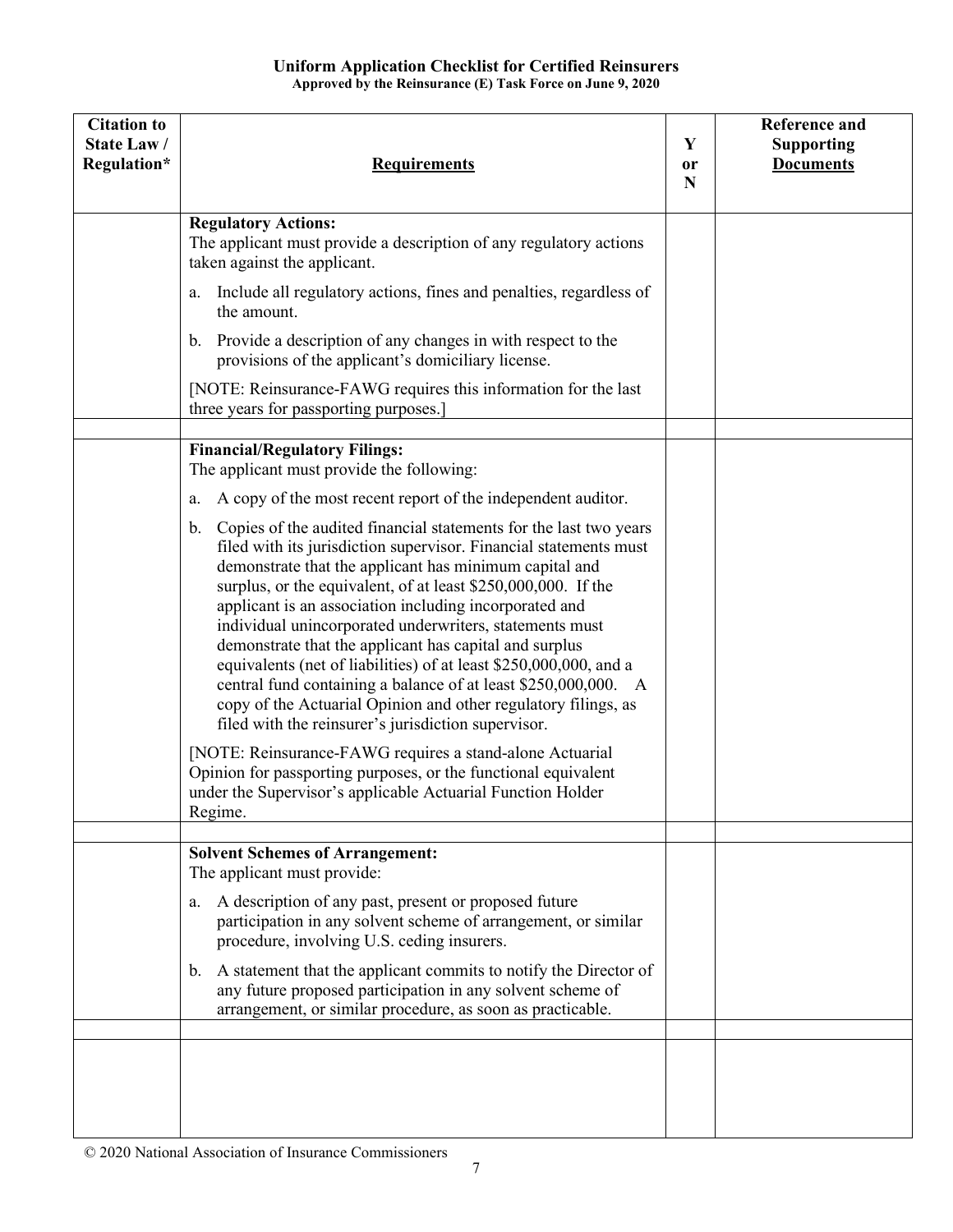**Uniform Application Checklist for Certified Reinsurers**
**Approved by the Reinsurance (E) Task Force on June 9, 2020**

| Citation to State Law / Regulation* | Requirements | Y or N | Reference and Supporting Documents |
|---|---|---|---|
| | **Regulatory Actions:**<br>The applicant must provide a description of any regulatory actions taken against the applicant.<br>a. Include all regulatory actions, fines and penalties, regardless of the amount.<br>b. Provide a description of any changes in with respect to the provisions of the applicant's domiciliary license.<br>[NOTE: Reinsurance-FAWG requires this information for the last three years for passporting purposes.] | | |
| | | | |
| | **Financial/Regulatory Filings:**<br>The applicant must provide the following:<br>a. A copy of the most recent report of the independent auditor.<br>b. Copies of the audited financial statements for the last two years filed with its jurisdiction supervisor. Financial statements must demonstrate that the applicant has minimum capital and surplus, or the equivalent, of at least $250,000,000. If the applicant is an association including incorporated and individual unincorporated underwriters, statements must demonstrate that the applicant has capital and surplus equivalents (net of liabilities) of at least $250,000,000, and a central fund containing a balance of at least $250,000,000. A copy of the Actuarial Opinion and other regulatory filings, as filed with the reinsurer's jurisdiction supervisor.<br>[NOTE: Reinsurance-FAWG requires a stand-alone Actuarial Opinion for passporting purposes, or the functional equivalent under the Supervisor's applicable Actuarial Function Holder Regime. | | |
| | | | |
| | **Solvent Schemes of Arrangement:**<br>The applicant must provide:<br>a. A description of any past, present or proposed future participation in any solvent scheme of arrangement, or similar procedure, involving U.S. ceding insurers.<br>b. A statement that the applicant commits to notify the Director of any future proposed participation in any solvent scheme of arrangement, or similar procedure, as soon as practicable. | | |
| | | | |
| | | | |

© 2020 National Association of Insurance Commissioners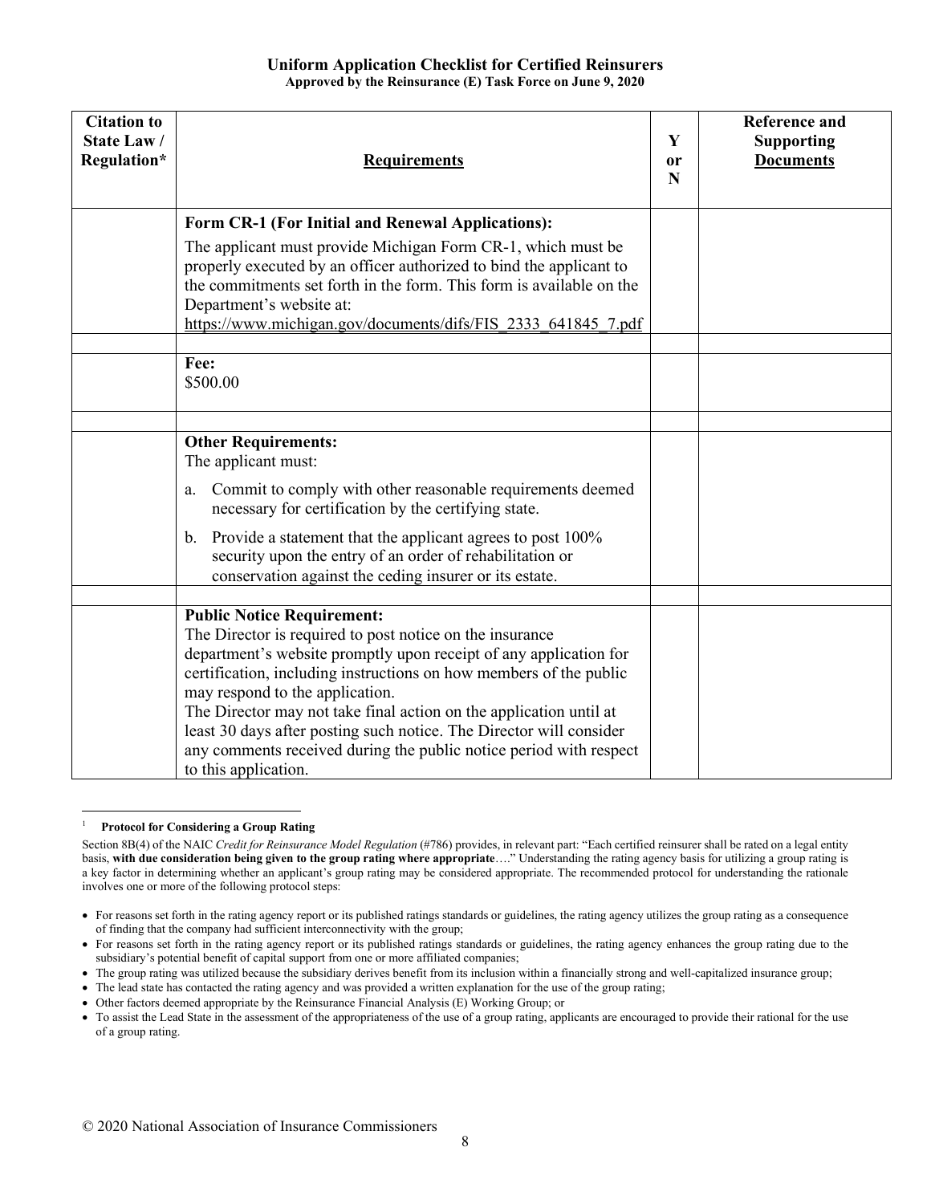**Uniform Application Checklist for Certified Reinsurers**
**Approved by the Reinsurance (E) Task Force on June 9, 2020**

| Citation to State Law / Regulation* | Requirements | Y or N | Reference and Supporting Documents |
|---|---|---|---|
| | **Form CR-1 (For Initial and Renewal Applications):** The applicant must provide Michigan Form CR-1, which must be properly executed by an officer authorized to bind the applicant to the commitments set forth in the form. This form is available on the Department's website at: https://www.michigan.gov/documents/difs/FIS_2333_641845_7.pdf | | |
| | | | |
| | **Fee:** $500.00 | | |
| | | | |
| | **Other Requirements:** The applicant must: a. Commit to comply with other reasonable requirements deemed necessary for certification by the certifying state. b. Provide a statement that the applicant agrees to post 100% security upon the entry of an order of rehabilitation or conservation against the ceding insurer or its estate. | | |
| | | | |
| | **Public Notice Requirement:** The Director is required to post notice on the insurance department's website promptly upon receipt of any application for certification, including instructions on how members of the public may respond to the application. The Director may not take final action on the application until at least 30 days after posting such notice. The Director will consider any comments received during the public notice period with respect to this application. | | |

---

[1] **Protocol for Considering a Group Rating**

Section 8B(4) of the NAIC *Credit for Reinsurance Model Regulation* (#786) provides, in relevant part: "Each certified reinsurer shall be rated on a legal entity basis, **with due consideration being given to the group rating where appropriate**…." Understanding the rating agency basis for utilizing a group rating is a key factor in determining whether an applicant's group rating may be considered appropriate. The recommended protocol for understanding the rationale involves one or more of the following protocol steps:

- For reasons set forth in the rating agency report or its published ratings standards or guidelines, the rating agency utilizes the group rating as a consequence of finding that the company had sufficient interconnectivity with the group;
- For reasons set forth in the rating agency report or its published ratings standards or guidelines, the rating agency enhances the group rating due to the subsidiary's potential benefit of capital support from one or more affiliated companies;
- The group rating was utilized because the subsidiary derives benefit from its inclusion within a financially strong and well-capitalized insurance group;
- The lead state has contacted the rating agency and was provided a written explanation for the use of the group rating;
- Other factors deemed appropriate by the Reinsurance Financial Analysis (E) Working Group; or
- To assist the Lead State in the assessment of the appropriateness of the use of a group rating, applicants are encouraged to provide their rational for the use of a group rating.

© 2020 National Association of Insurance Commissioners